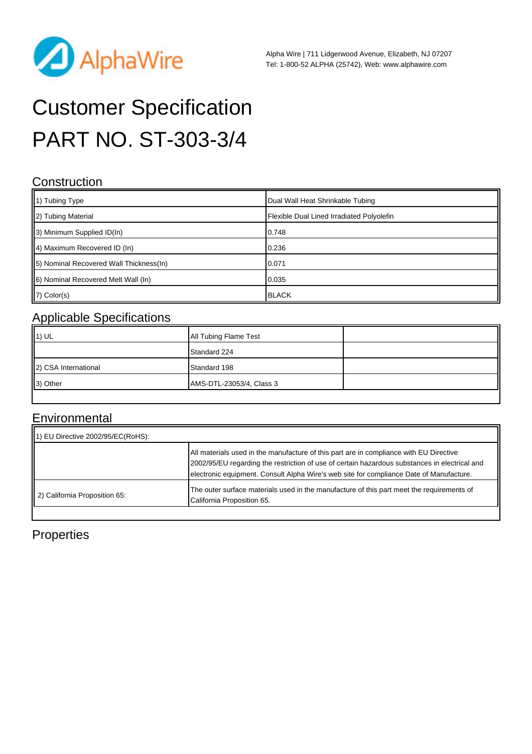Alpha Wire | 711 Lidgerwood Avenue, Elizabeth, NJ 07207
Tel: 1-800-52 ALPHA (25742), Web: www.alphawire.com

# Customer Specification
# PART NO. ST-303-3/4

## Construction

| | |
|---|---|
| 1) Tubing Type | Dual Wall Heat Shrinkable Tubing |
| 2) Tubing Material | Flexible Dual Lined Irradiated Polyolefin |
| 3) Minimum Supplied ID(In) | 0.748 |
| 4) Maximum Recovered ID (In) | 0.236 |
| 5) Nominal Recovered Wall Thickness(In) | 0.071 |
| 6) Nominal Recovered Melt Wall (In) | 0.035 |
| 7) Color(s) | BLACK |

## Applicable Specifications

| | | |
|---|---|---|
| 1) UL | All Tubing Flame Test | |
| | Standard 224 | |
| 2) CSA International | Standard 198 | |
| 3) Other | AMS-DTL-23053/4, Class 3 | |

## Environmental

| | |
|---|---|
| 1) EU Directive 2002/95/EC(RoHS): | |
| | All materials used in the manufacture of this part are in compliance with EU Directive 2002/95/EU regarding the restriction of use of certain hazardous substances in electrical and electronic equipment. Consult Alpha Wire's web site for compliance Date of Manufacture. |
| 2) California Proposition 65: | The outer surface materials used in the manufacture of this part meet the requirements of California Proposition 65. |

## Properties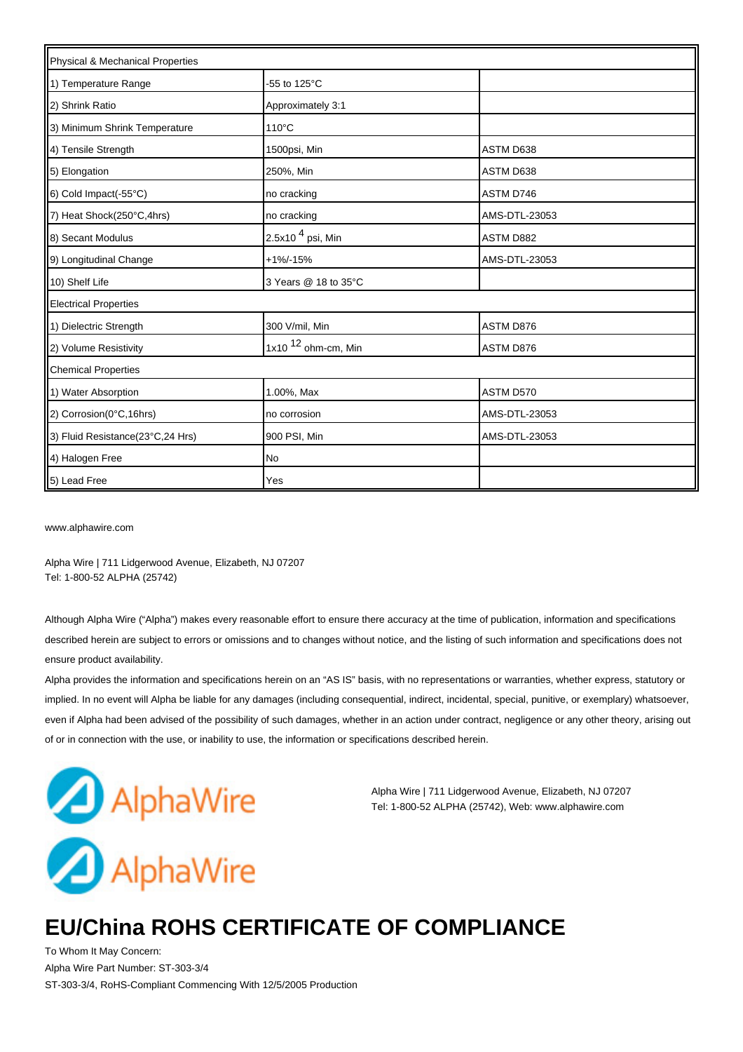| Physical & Mechanical Properties | | |
|---|---|---|
| 1) Temperature Range | -55 to 125°C | |
| 2) Shrink Ratio | Approximately 3:1 | |
| 3) Minimum Shrink Temperature | 110°C | |
| 4) Tensile Strength | 1500psi, Min | ASTM D638 |
| 5) Elongation | 250%, Min | ASTM D638 |
| 6) Cold Impact(-55°C) | no cracking | ASTM D746 |
| 7) Heat Shock(250°C,4hrs) | no cracking | AMS-DTL-23053 |
| 8) Secant Modulus | $2.5x10^{4}$ psi, Min | ASTM D882 |
| 9) Longitudinal Change | +1%/-15% | AMS-DTL-23053 |
| 10) Shelf Life | 3 Years @ 18 to 35°C | |
| **Electrical Properties** | | |
| 1) Dielectric Strength | 300 V/mil, Min | ASTM D876 |
| 2) Volume Resistivity | $1x10^{12}$ ohm-cm, Min | ASTM D876 |
| **Chemical Properties** | | |
| 1) Water Absorption | 1.00%, Max | ASTM D570 |
| 2) Corrosion(0°C,16hrs) | no corrosion | AMS-DTL-23053 |
| 3) Fluid Resistance(23°C,24 Hrs) | 900 PSI, Min | AMS-DTL-23053 |
| 4) Halogen Free | No | |
| 5) Lead Free | Yes | |

www.alphawire.com

Alpha Wire | 711 Lidgerwood Avenue, Elizabeth, NJ 07207
Tel: 1-800-52 ALPHA (25742)

Although Alpha Wire ("Alpha") makes every reasonable effort to ensure there accuracy at the time of publication, information and specifications described herein are subject to errors or omissions and to changes without notice, and the listing of such information and specifications does not ensure product availability.

Alpha provides the information and specifications herein on an "AS IS" basis, with no representations or warranties, whether express, statutory or implied. In no event will Alpha be liable for any damages (including consequential, indirect, incidental, special, punitive, or exemplary) whatsoever, even if Alpha had been advised of the possibility of such damages, whether in an action under contract, negligence or any other theory, arising out of or in connection with the use, or inability to use, the information or specifications described herein.

AlphaWire

Alpha Wire | 711 Lidgerwood Avenue, Elizabeth, NJ 07207
Tel: 1-800-52 ALPHA (25742), Web: www.alphawire.com

AlphaWire

# EU/China ROHS CERTIFICATE OF COMPLIANCE

To Whom It May Concern:
Alpha Wire Part Number: ST-303-3/4
ST-303-3/4, RoHS-Compliant Commencing With 12/5/2005 Production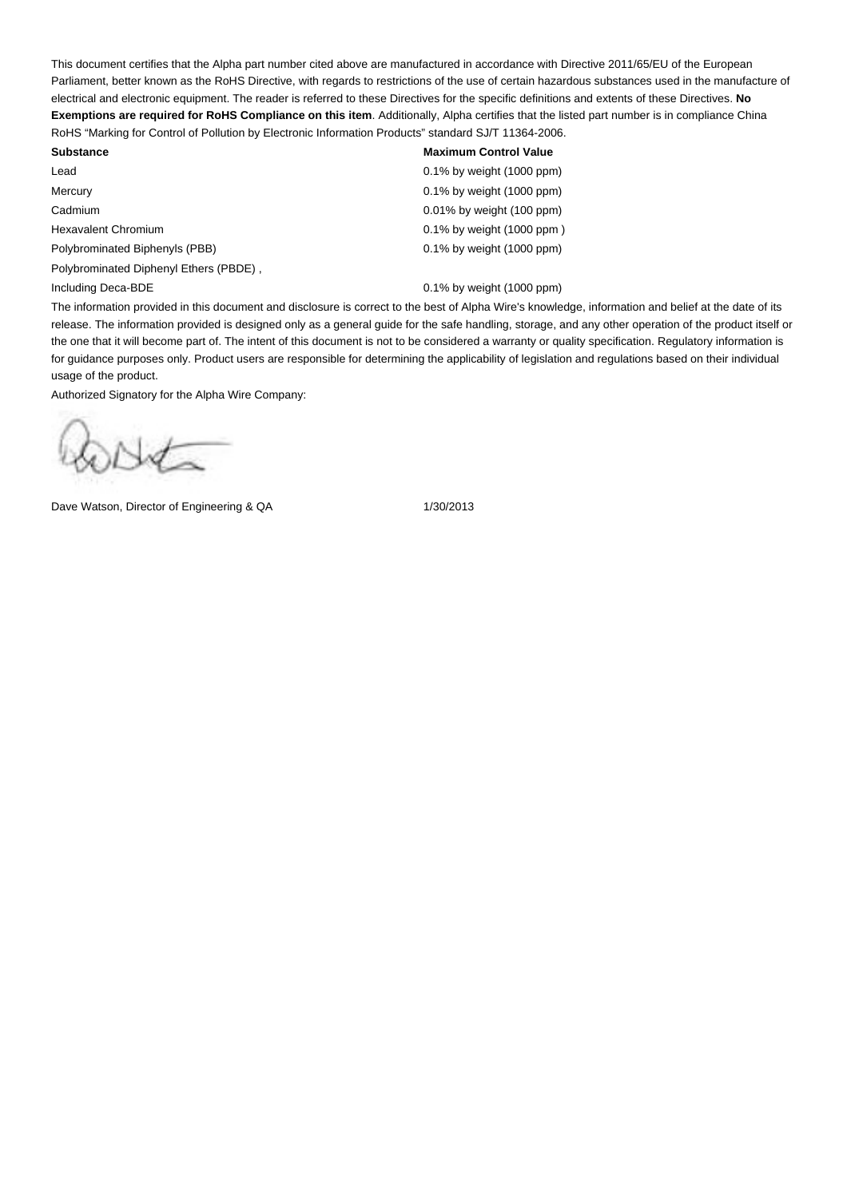This document certifies that the Alpha part number cited above are manufactured in accordance with Directive 2011/65/EU of the European Parliament, better known as the RoHS Directive, with regards to restrictions of the use of certain hazardous substances used in the manufacture of electrical and electronic equipment. The reader is referred to these Directives for the specific definitions and extents of these Directives. **No Exemptions are required for RoHS Compliance on this item**. Additionally, Alpha certifies that the listed part number is in compliance China RoHS "Marking for Control of Pollution by Electronic Information Products" standard SJ/T 11364-2006.

| Substance | Maximum Control Value |
|---|---|
| Lead | 0.1% by weight (1000 ppm) |
| Mercury | 0.1% by weight (1000 ppm) |
| Cadmium | 0.01% by weight (100 ppm) |
| Hexavalent Chromium | 0.1% by weight (1000 ppm ) |
| Polybrominated Biphenyls (PBB) | 0.1% by weight (1000 ppm) |
| Polybrominated Diphenyl Ethers (PBDE) , Including Deca-BDE | 0.1% by weight (1000 ppm) |

The information provided in this document and disclosure is correct to the best of Alpha Wire's knowledge, information and belief at the date of its release. The information provided is designed only as a general guide for the safe handling, storage, and any other operation of the product itself or the one that it will become part of. The intent of this document is not to be considered a warranty or quality specification. Regulatory information is for guidance purposes only. Product users are responsible for determining the applicability of legislation and regulations based on their individual usage of the product.

Authorized Signatory for the Alpha Wire Company:

Dave Watson, Director of Engineering & QA 1/30/2013